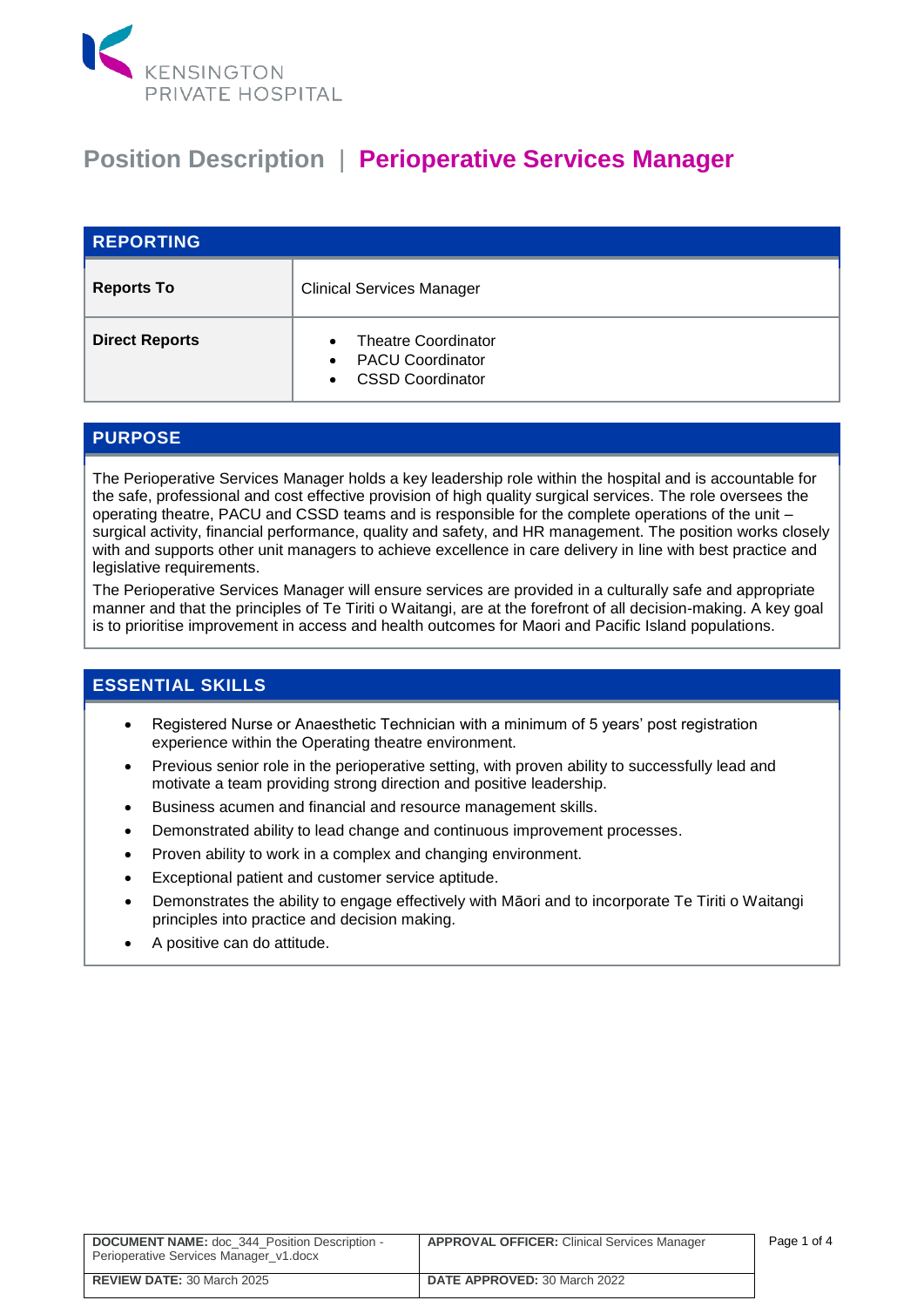KENSINGTON PRIVATE HOSPITAL

# Position Description | Perioperative Services Manager

## REPORTING

| | |
|---|---|
| **Reports To** | Clinical Services Manager |
| **Direct Reports** | • Theatre Coordinator<br>• PACU Coordinator<br>• CSSD Coordinator |

## PURPOSE

The Perioperative Services Manager holds a key leadership role within the hospital and is accountable for the safe, professional and cost effective provision of high quality surgical services. The role oversees the operating theatre, PACU and CSSD teams and is responsible for the complete operations of the unit – surgical activity, financial performance, quality and safety, and HR management. The position works closely with and supports other unit managers to achieve excellence in care delivery in line with best practice and legislative requirements.

The Perioperative Services Manager will ensure services are provided in a culturally safe and appropriate manner and that the principles of Te Tiriti o Waitangi, are at the forefront of all decision-making. A key goal is to prioritise improvement in access and health outcomes for Maori and Pacific Island populations.

## ESSENTIAL SKILLS

- Registered Nurse or Anaesthetic Technician with a minimum of 5 years' post registration experience within the Operating theatre environment.
- Previous senior role in the perioperative setting, with proven ability to successfully lead and motivate a team providing strong direction and positive leadership.
- Business acumen and financial and resource management skills.
- Demonstrated ability to lead change and continuous improvement processes.
- Proven ability to work in a complex and changing environment.
- Exceptional patient and customer service aptitude.
- Demonstrates the ability to engage effectively with Māori and to incorporate Te Tiriti o Waitangi principles into practice and decision making.
- A positive can do attitude.

| | |
|---|---|
| **DOCUMENT NAME:** doc_344_Position Description - Perioperative Services Manager_v1.docx | **APPROVAL OFFICER:** Clinical Services Manager |
| **REVIEW DATE:** 30 March 2025 | **DATE APPROVED:** 30 March 2022 |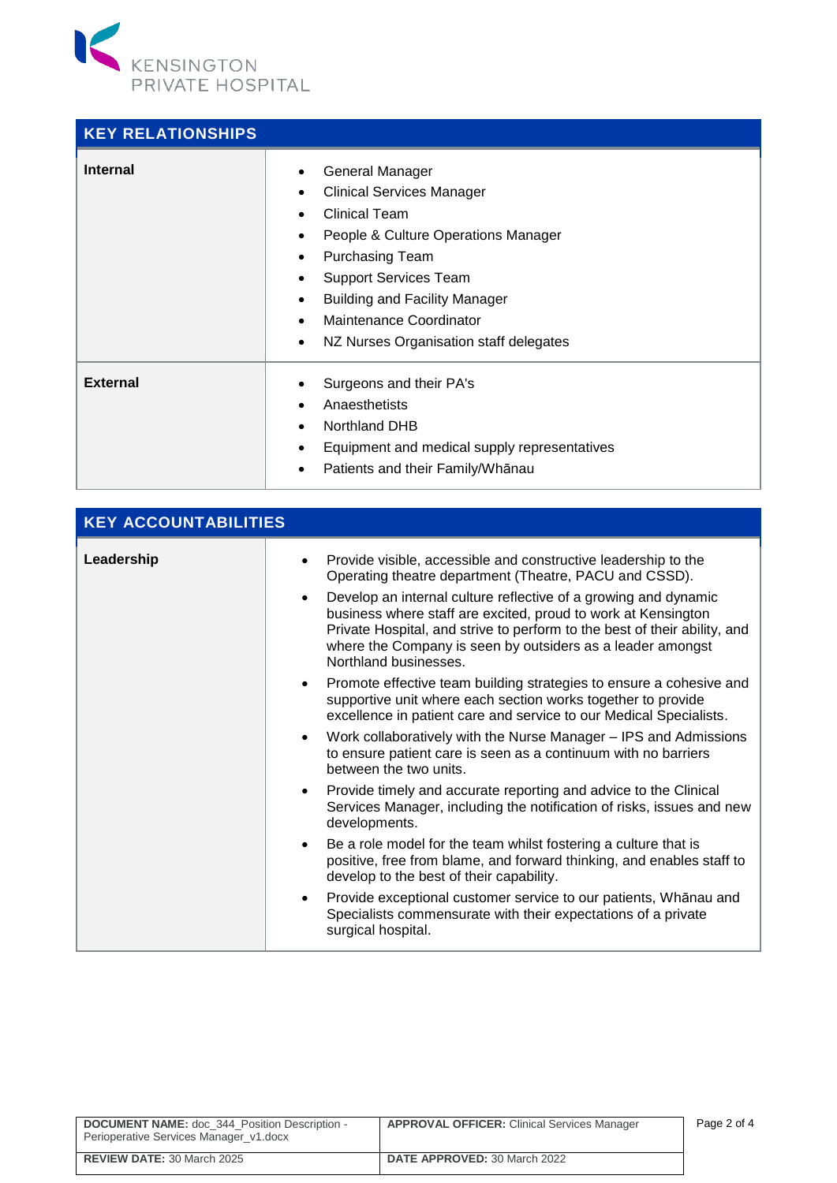## KEY RELATIONSHIPS

| | |
|---|---|
| **Internal** | • General Manager<br>• Clinical Services Manager<br>• Clinical Team<br>• People & Culture Operations Manager<br>• Purchasing Team<br>• Support Services Team<br>• Building and Facility Manager<br>• Maintenance Coordinator<br>• NZ Nurses Organisation staff delegates |
| **External** | • Surgeons and their PA's<br>• Anaesthetists<br>• Northland DHB<br>• Equipment and medical supply representatives<br>• Patients and their Family/Whānau |

## KEY ACCOUNTABILITIES

| | |
|---|---|
| **Leadership** | • Provide visible, accessible and constructive leadership to the Operating theatre department (Theatre, PACU and CSSD).<br>• Develop an internal culture reflective of a growing and dynamic business where staff are excited, proud to work at Kensington Private Hospital, and strive to perform to the best of their ability, and where the Company is seen by outsiders as a leader amongst Northland businesses.<br>• Promote effective team building strategies to ensure a cohesive and supportive unit where each section works together to provide excellence in patient care and service to our Medical Specialists.<br>• Work collaboratively with the Nurse Manager – IPS and Admissions to ensure patient care is seen as a continuum with no barriers between the two units.<br>• Provide timely and accurate reporting and advice to the Clinical Services Manager, including the notification of risks, issues and new developments.<br>• Be a role model for the team whilst fostering a culture that is positive, free from blame, and forward thinking, and enables staff to develop to the best of their capability.<br>• Provide exceptional customer service to our patients, Whānau and Specialists commensurate with their expectations of a private surgical hospital. |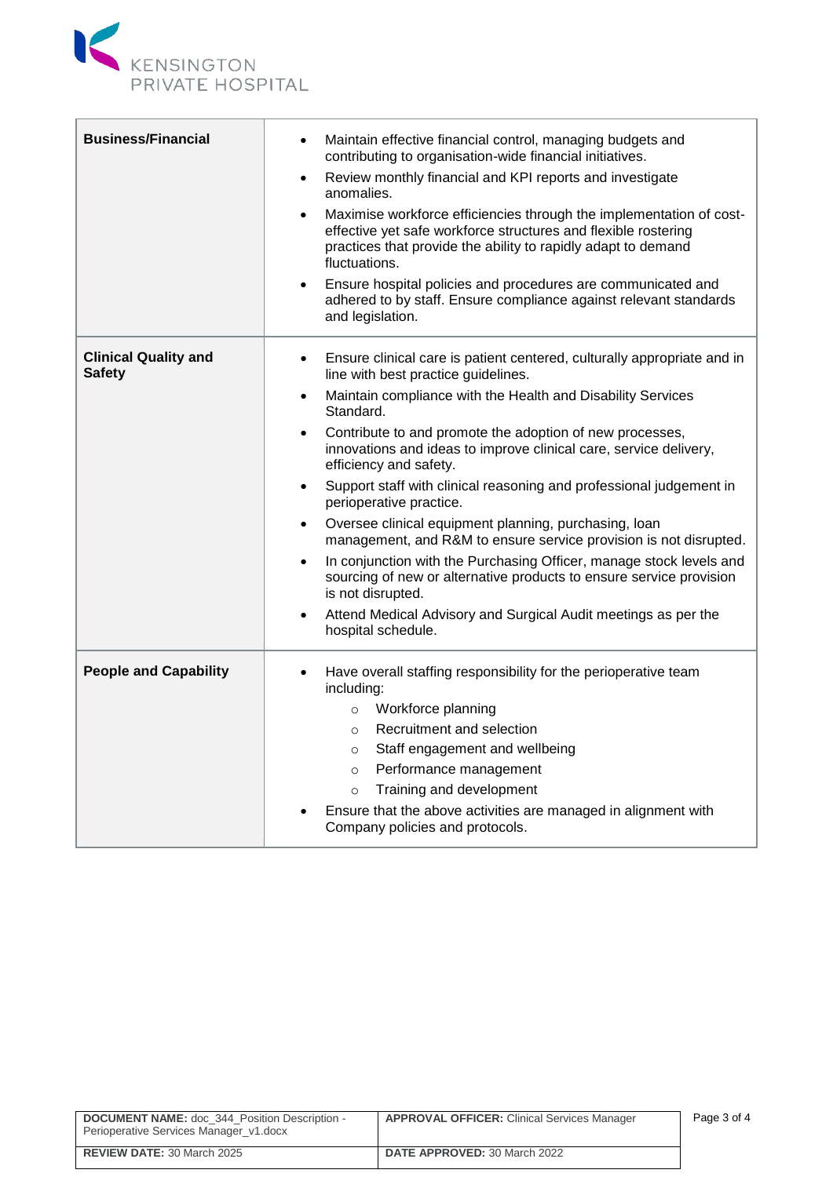| | |
|---|---|
| **Business/Financial** | • Maintain effective financial control, managing budgets and contributing to organisation-wide financial initiatives.<br>• Review monthly financial and KPI reports and investigate anomalies.<br>• Maximise workforce efficiencies through the implementation of cost-effective yet safe workforce structures and flexible rostering practices that provide the ability to rapidly adapt to demand fluctuations.<br>• Ensure hospital policies and procedures are communicated and adhered to by staff. Ensure compliance against relevant standards and legislation. |
| **Clinical Quality and Safety** | • Ensure clinical care is patient centered, culturally appropriate and in line with best practice guidelines.<br>• Maintain compliance with the Health and Disability Services Standard.<br>• Contribute to and promote the adoption of new processes, innovations and ideas to improve clinical care, service delivery, efficiency and safety.<br>• Support staff with clinical reasoning and professional judgement in perioperative practice.<br>• Oversee clinical equipment planning, purchasing, loan management, and R&M to ensure service provision is not disrupted.<br>• In conjunction with the Purchasing Officer, manage stock levels and sourcing of new or alternative products to ensure service provision is not disrupted.<br>• Attend Medical Advisory and Surgical Audit meetings as per the hospital schedule. |
| **People and Capability** | • Have overall staffing responsibility for the perioperative team including:<br>&nbsp;&nbsp;&nbsp;&nbsp;○ Workforce planning<br>&nbsp;&nbsp;&nbsp;&nbsp;○ Recruitment and selection<br>&nbsp;&nbsp;&nbsp;&nbsp;○ Staff engagement and wellbeing<br>&nbsp;&nbsp;&nbsp;&nbsp;○ Performance management<br>&nbsp;&nbsp;&nbsp;&nbsp;○ Training and development<br>• Ensure that the above activities are managed in alignment with Company policies and protocols. |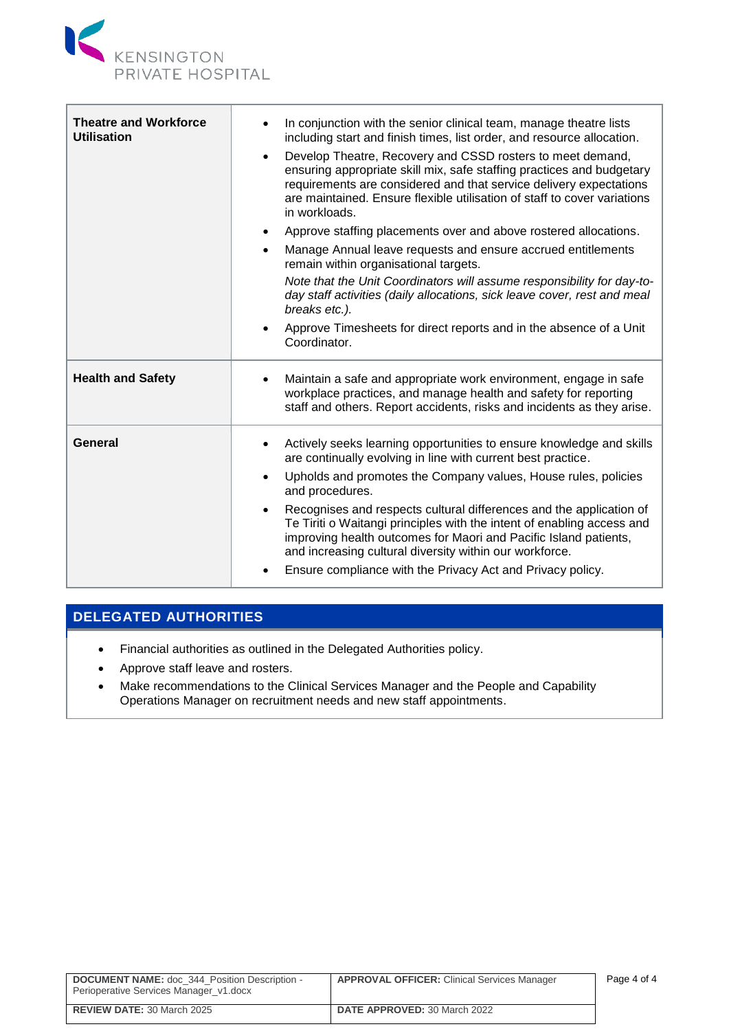| | |
|---|---|
| **Theatre and Workforce Utilisation** | • In conjunction with the senior clinical team, manage theatre lists including start and finish times, list order, and resource allocation.<br>• Develop Theatre, Recovery and CSSD rosters to meet demand, ensuring appropriate skill mix, safe staffing practices and budgetary requirements are considered and that service delivery expectations are maintained. Ensure flexible utilisation of staff to cover variations in workloads.<br>• Approve staffing placements over and above rostered allocations.<br>• Manage Annual leave requests and ensure accrued entitlements remain within organisational targets.<br>*Note that the Unit Coordinators will assume responsibility for day-to-day staff activities (daily allocations, sick leave cover, rest and meal breaks etc.).*<br>• Approve Timesheets for direct reports and in the absence of a Unit Coordinator. |
| **Health and Safety** | • Maintain a safe and appropriate work environment, engage in safe workplace practices, and manage health and safety for reporting staff and others. Report accidents, risks and incidents as they arise. |
| **General** | • Actively seeks learning opportunities to ensure knowledge and skills are continually evolving in line with current best practice.<br>• Upholds and promotes the Company values, House rules, policies and procedures.<br>• Recognises and respects cultural differences and the application of Te Tiriti o Waitangi principles with the intent of enabling access and improving health outcomes for Maori and Pacific Island patients, and increasing cultural diversity within our workforce.<br>• Ensure compliance with the Privacy Act and Privacy policy. |

## DELEGATED AUTHORITIES

- Financial authorities as outlined in the Delegated Authorities policy.
- Approve staff leave and rosters.
- Make recommendations to the Clinical Services Manager and the People and Capability Operations Manager on recruitment needs and new staff appointments.

| | |
|---|---|
| **DOCUMENT NAME:** doc_344_Position Description - Perioperative Services Manager_v1.docx | **APPROVAL OFFICER:** Clinical Services Manager |
| **REVIEW DATE:** 30 March 2025 | **DATE APPROVED:** 30 March 2022 |